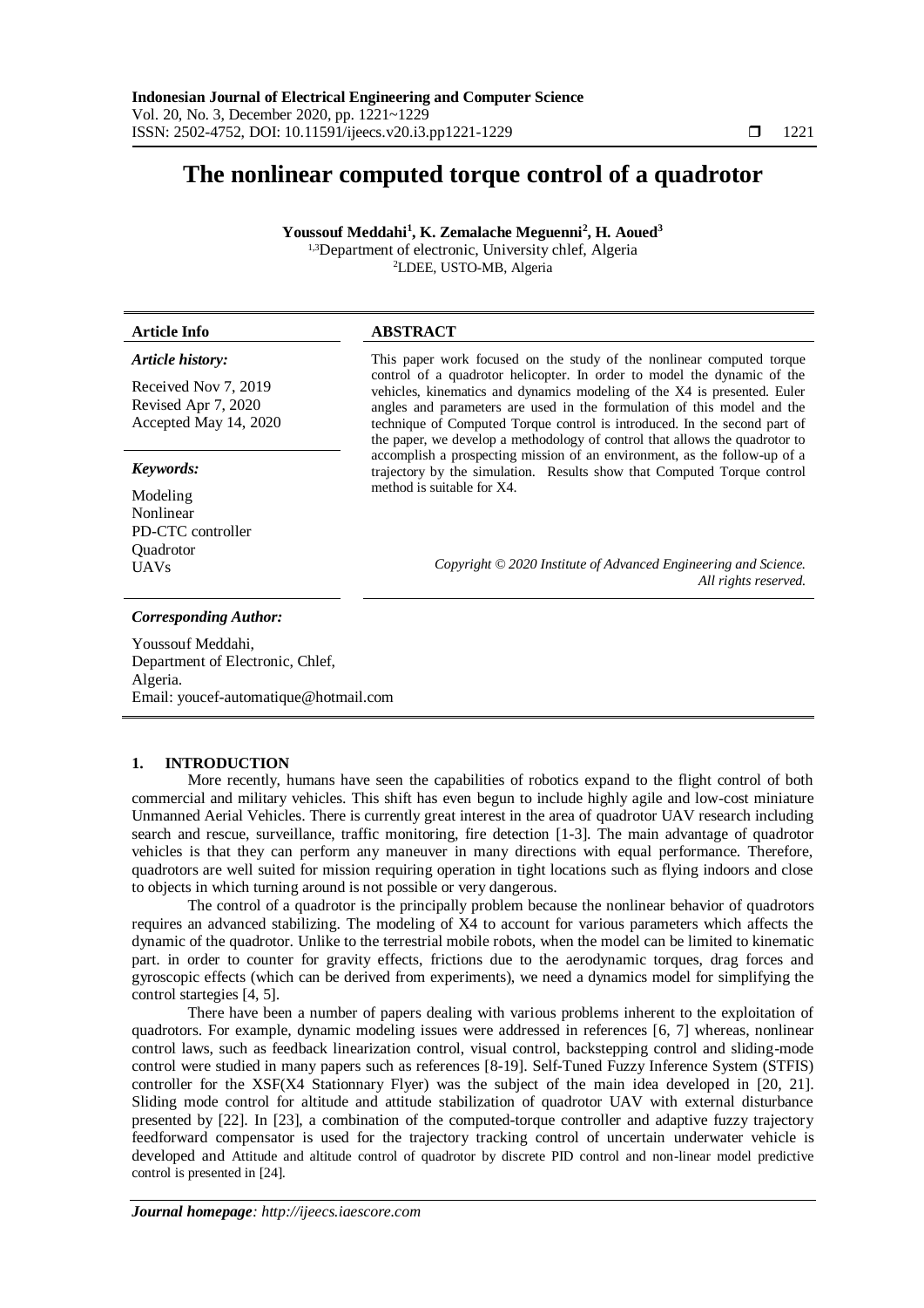# The nonlinear computed torque control of a quadrotor

**Youssouf Meddahi[1], K. Zemalache Meguenni[2], H. Aoued[3]**

[1,3]Department of electronic, University chlef, Algeria
[2]LDEE, USTO-MB, Algeria

**Article Info**

*Article history:*

Received Nov 7, 2019
Revised Apr 7, 2020
Accepted May 14, 2020

*Keywords:*

Modeling
Nonlinear
PD-CTC controller
Quadrotor
UAVs

**ABSTRACT**

This paper work focused on the study of the nonlinear computed torque control of a quadrotor helicopter. In order to model the dynamic of the vehicles, kinematics and dynamics modeling of the X4 is presented. Euler angles and parameters are used in the formulation of this model and the technique of Computed Torque control is introduced. In the second part of the paper, we develop a methodology of control that allows the quadrotor to accomplish a prospecting mission of an environment, as the follow-up of a trajectory by the simulation. Results show that Computed Torque control method is suitable for X4.

*Copyright © 2020 Institute of Advanced Engineering and Science. All rights reserved.*

*Corresponding Author:*

Youssouf Meddahi,
Department of Electronic, Chlef,
Algeria.
Email: youcef-automatique@hotmail.com

## 1. INTRODUCTION

More recently, humans have seen the capabilities of robotics expand to the flight control of both commercial and military vehicles. This shift has even begun to include highly agile and low-cost miniature Unmanned Aerial Vehicles. There is currently great interest in the area of quadrotor UAV research including search and rescue, surveillance, traffic monitoring, fire detection [1-3]. The main advantage of quadrotor vehicles is that they can perform any maneuver in many directions with equal performance. Therefore, quadrotors are well suited for mission requiring operation in tight locations such as flying indoors and close to objects in which turning around is not possible or very dangerous.

The control of a quadrotor is the principally problem because the nonlinear behavior of quadrotors requires an advanced stabilizing. The modeling of X4 to account for various parameters which affects the dynamic of the quadrotor. Unlike to the terrestrial mobile robots, when the model can be limited to kinematic part. in order to counter for gravity effects, frictions due to the aerodynamic torques, drag forces and gyroscopic effects (which can be derived from experiments), we need a dynamics model for simplifying the control startegies [4, 5].

There have been a number of papers dealing with various problems inherent to the exploitation of quadrotors. For example, dynamic modeling issues were addressed in references [6, 7] whereas, nonlinear control laws, such as feedback linearization control, visual control, backstepping control and sliding-mode control were studied in many papers such as references [8-19]. Self-Tuned Fuzzy Inference System (STFIS) controller for the XSF(X4 Stationnary Flyer) was the subject of the main idea developed in [20, 21]. Sliding mode control for altitude and attitude stabilization of quadrotor UAV with external disturbance presented by [22]. In [23], a combination of the computed-torque controller and adaptive fuzzy trajectory feedforward compensator is used for the trajectory tracking control of uncertain underwater vehicle is developed and Attitude and altitude control of quadrotor by discrete PID control and non-linear model predictive control is presented in [24].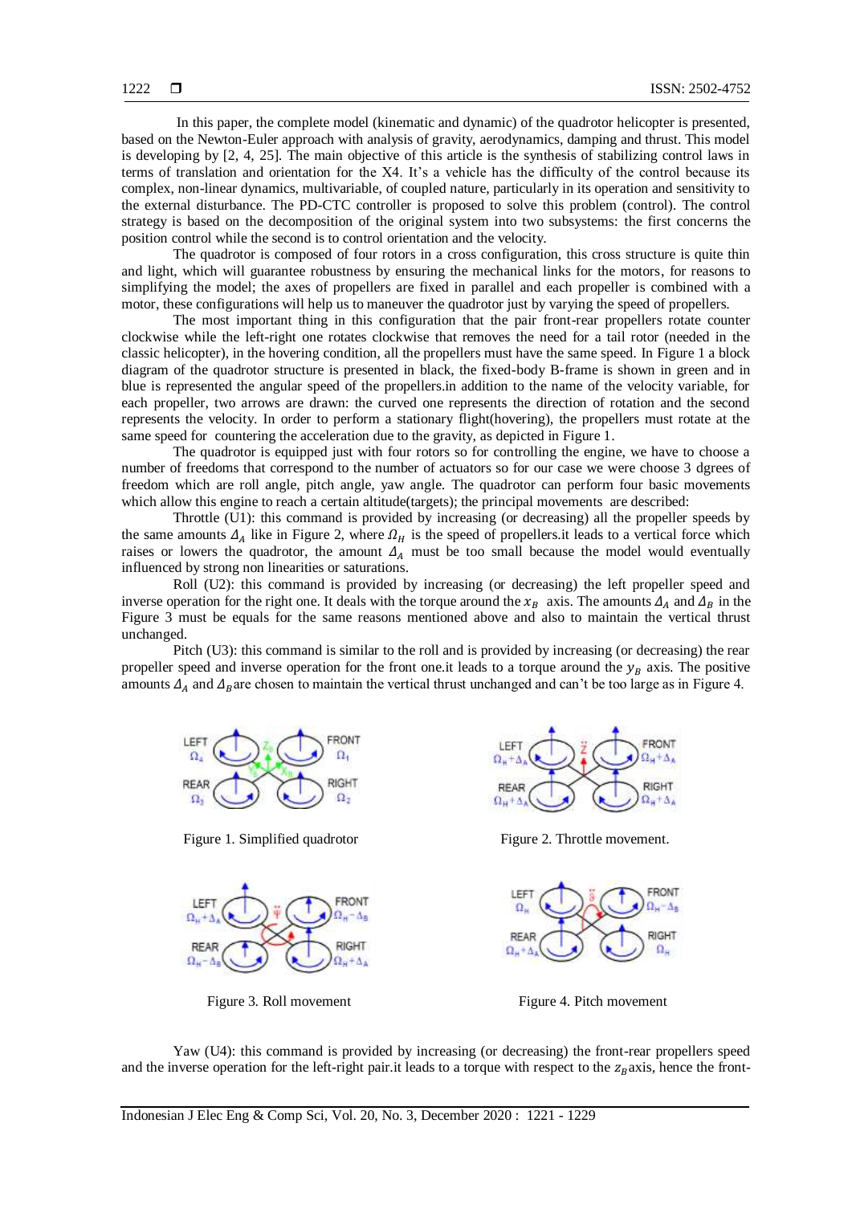In this paper, the complete model (kinematic and dynamic) of the quadrotor helicopter is presented, based on the Newton-Euler approach with analysis of gravity, aerodynamics, damping and thrust. This model is developing by [2, 4, 25]. The main objective of this article is the synthesis of stabilizing control laws in terms of translation and orientation for the X4. It's a vehicle has the difficulty of the control because its complex, non-linear dynamics, multivariable, of coupled nature, particularly in its operation and sensitivity to the external disturbance. The PD-CTC controller is proposed to solve this problem (control). The control strategy is based on the decomposition of the original system into two subsystems: the first concerns the position control while the second is to control orientation and the velocity.

The quadrotor is composed of four rotors in a cross configuration, this cross structure is quite thin and light, which will guarantee robustness by ensuring the mechanical links for the motors, for reasons to simplifying the model; the axes of propellers are fixed in parallel and each propeller is combined with a motor, these configurations will help us to maneuver the quadrotor just by varying the speed of propellers.

The most important thing in this configuration that the pair front-rear propellers rotate counter clockwise while the left-right one rotates clockwise that removes the need for a tail rotor (needed in the classic helicopter), in the hovering condition, all the propellers must have the same speed. In Figure 1 a block diagram of the quadrotor structure is presented in black, the fixed-body B-frame is shown in green and in blue is represented the angular speed of the propellers.in addition to the name of the velocity variable, for each propeller, two arrows are drawn: the curved one represents the direction of rotation and the second represents the velocity. In order to perform a stationary flight(hovering), the propellers must rotate at the same speed for countering the acceleration due to the gravity, as depicted in Figure 1.

The quadrotor is equipped just with four rotors so for controlling the engine, we have to choose a number of freedoms that correspond to the number of actuators so for our case we were choose 3 dgrees of freedom which are roll angle, pitch angle, yaw angle. The quadrotor can perform four basic movements which allow this engine to reach a certain altitude(targets); the principal movements are described:

Throttle (U1): this command is provided by increasing (or decreasing) all the propeller speeds by the same amounts $\Delta_A$ like in Figure 2, where $\Omega_H$ is the speed of propellers.it leads to a vertical force which raises or lowers the quadrotor, the amount $\Delta_A$ must be too small because the model would eventually influenced by strong non linearities or saturations.

Roll (U2): this command is provided by increasing (or decreasing) the left propeller speed and inverse operation for the right one. It deals with the torque around the $x_B$ axis. The amounts $\Delta_A$ and $\Delta_B$ in the Figure 3 must be equals for the same reasons mentioned above and also to maintain the vertical thrust unchanged.

Pitch (U3): this command is similar to the roll and is provided by increasing (or decreasing) the rear propeller speed and inverse operation for the front one.it leads to a torque around the $y_B$ axis. The positive amounts $\Delta_A$ and $\Delta_B$are chosen to maintain the vertical thrust unchanged and can't be too large as in Figure 4.

Figure 1. Simplified quadrotor

Figure 2. Throttle movement.

Figure 3. Roll movement

Figure 4. Pitch movement

Yaw (U4): this command is provided by increasing (or decreasing) the front-rear propellers speed and the inverse operation for the left-right pair.it leads to a torque with respect to the $z_B$axis, hence the front-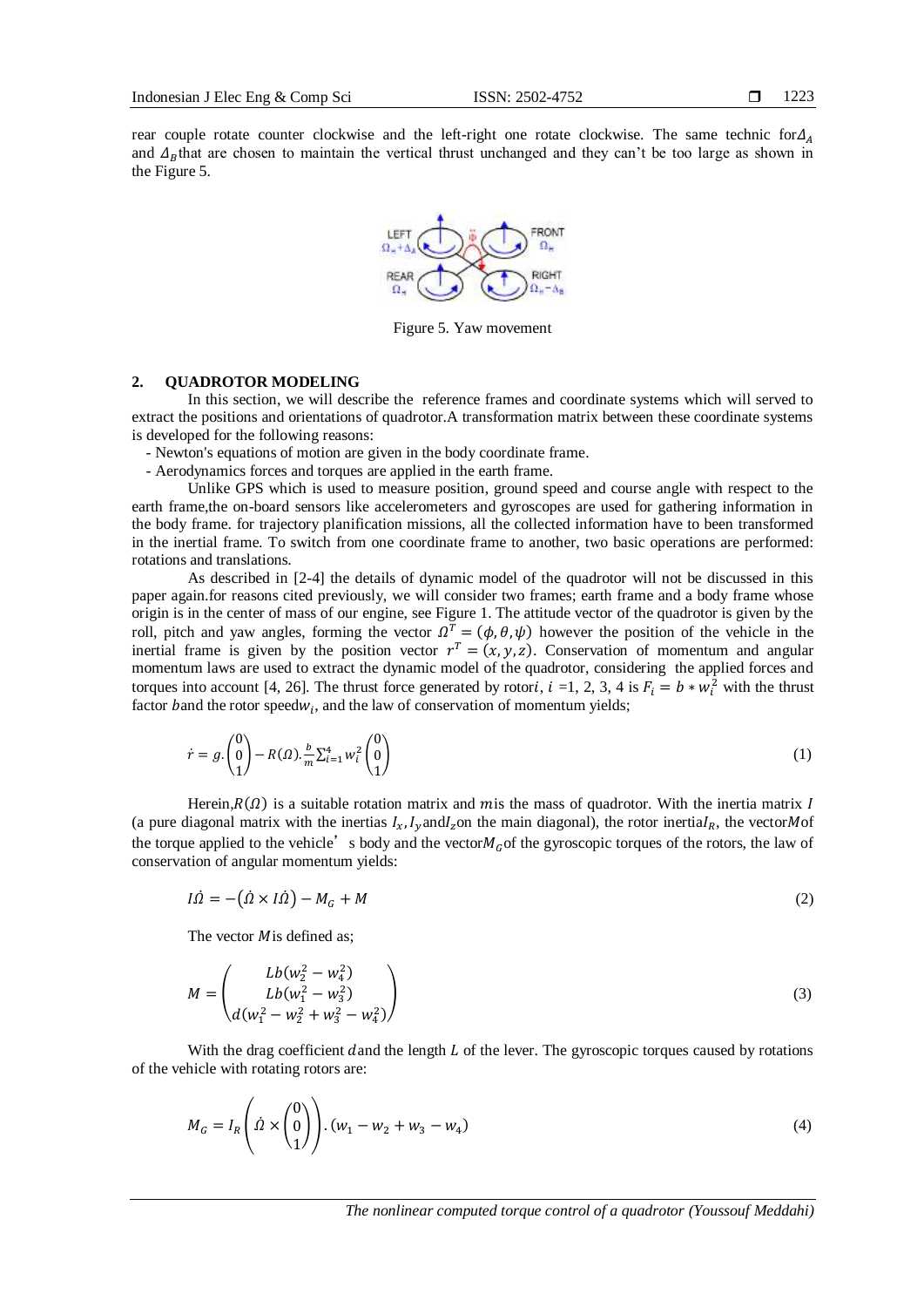rear couple rotate counter clockwise and the left-right one rotate clockwise. The same technic for $\Delta_A$ and $\Delta_B$ that are chosen to maintain the vertical thrust unchanged and they can't be too large as shown in the Figure 5.

Figure 5. Yaw movement

## 2. QUADROTOR MODELING

In this section, we will describe the reference frames and coordinate systems which will served to extract the positions and orientations of quadrotor.A transformation matrix between these coordinate systems is developed for the following reasons:

- Newton's equations of motion are given in the body coordinate frame.
- Aerodynamics forces and torques are applied in the earth frame.

Unlike GPS which is used to measure position, ground speed and course angle with respect to the earth frame,the on-board sensors like accelerometers and gyroscopes are used for gathering information in the body frame. for trajectory planification missions, all the collected information have to been transformed in the inertial frame. To switch from one coordinate frame to another, two basic operations are performed: rotations and translations.

As described in [2-4] the details of dynamic model of the quadrotor will not be discussed in this paper again.for reasons cited previously, we will consider two frames; earth frame and a body frame whose origin is in the center of mass of our engine, see Figure 1. The attitude vector of the quadrotor is given by the roll, pitch and yaw angles, forming the vector $\Omega^T = (\phi, \theta, \psi)$ however the position of the vehicle in the inertial frame is given by the position vector $r^T = (x, y, z)$. Conservation of momentum and angular momentum laws are used to extract the dynamic model of the quadrotor, considering the applied forces and torques into account [4, 26]. The thrust force generated by rotor $i$, $i$ =1, 2, 3, 4 is $F_i = b * w_i^2$ with the thrust factor $b$ and the rotor speed $w_i$, and the law of conservation of momentum yields;

$$\dot{r} = g.\begin{pmatrix}0\\0\\1\end{pmatrix} - R(\Omega).\frac{b}{m}\sum_{i=1}^{4} w_i^2 \begin{pmatrix}0\\0\\1\end{pmatrix} \tag{1}$$

Herein, $R(\Omega)$ is a suitable rotation matrix and $m$ is the mass of quadrotor. With the inertia matrix $I$ (a pure diagonal matrix with the inertias $I_x, I_y$ and $I_z$ on the main diagonal), the rotor inertia $I_R$, the vector $M$ of the torque applied to the vehicle' s body and the vector $M_G$ of the gyroscopic torques of the rotors, the law of conservation of angular momentum yields:

$$I\dot{\Omega} = -(\dot{\Omega} \times I\dot{\Omega}) - M_G + M \tag{2}$$

The vector $M$ is defined as;

$$M = \begin{pmatrix} Lb(w_2^2 - w_4^2) \\ Lb(w_1^2 - w_3^2) \\ d(w_1^2 - w_2^2 + w_3^2 - w_4^2) \end{pmatrix} \tag{3}$$

With the drag coefficient $d$ and the length $L$ of the lever. The gyroscopic torques caused by rotations of the vehicle with rotating rotors are:

$$M_G = I_R \left( \dot{\Omega} \times \begin{pmatrix}0\\0\\1\end{pmatrix} \right).(w_1 - w_2 + w_3 - w_4) \tag{4}$$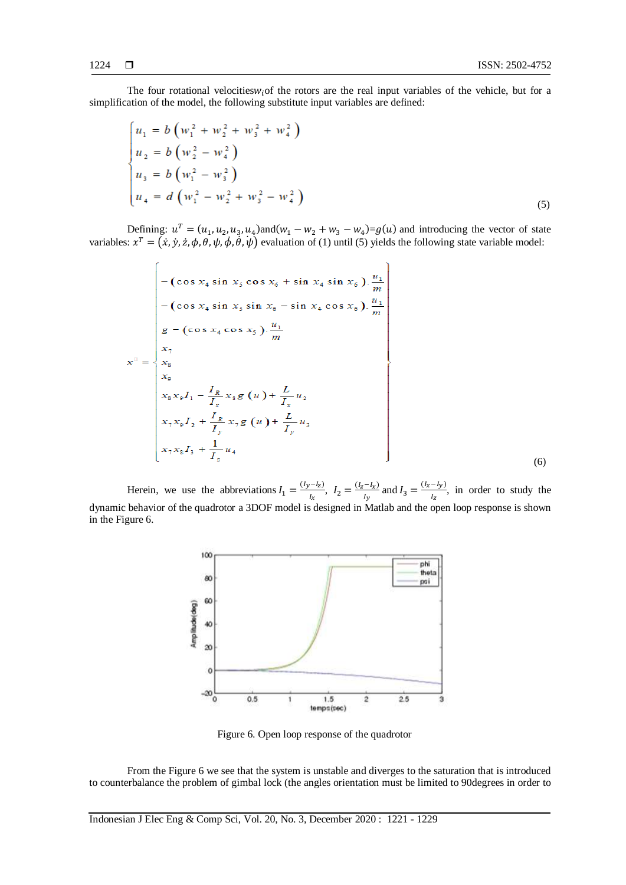The four rotational velocities $w_i$ of the rotors are the real input variables of the vehicle, but for a simplification of the model, the following substitute input variables are defined:

$$
\begin{cases}
u_1 = b\left(w_1^2 + w_2^2 + w_3^2 + w_4^2\right) \\
u_2 = b\left(w_2^2 - w_4^2\right) \\
u_3 = b\left(w_1^2 - w_3^2\right) \\
u_4 = d\left(w_1^2 - w_2^2 + w_3^2 - w_4^2\right)
\end{cases}
\tag{5}
$$

Defining: $u^T = (u_1, u_2, u_3, u_4)$ and $(w_1 - w_2 + w_3 - w_4) = g(u)$ and introducing the vector of state variables: $x^T = (\dot{x}, \dot{y}, \dot{z}, \phi, \theta, \psi, \dot{\phi}, \dot{\theta}, \dot{\psi})$ evaluation of (1) until (5) yields the following state variable model:

$$
\dot{x} = \begin{cases}
-\left(\cos x_4 \sin x_5 \cos x_6 + \sin x_4 \sin x_6\right).\frac{u_1}{m} \\
-\left(\cos x_4 \sin x_5 \sin x_6 - \sin x_4 \cos x_6\right).\frac{u_1}{m} \\
g - \left(\cos x_4 \cos x_5\right).\frac{u_1}{m} \\
x_7 \\
x_8 \\
x_9 \\
x_8 x_9 I_1 - \frac{I_R}{I_x} x_8 g(u) + \frac{L}{I_x} u_2 \\
x_7 x_9 I_2 + \frac{I_R}{I_y} x_7 g(u) + \frac{L}{I_y} u_3 \\
x_7 x_8 I_3 + \frac{1}{I_z} u_4
\end{cases}
\tag{6}
$$

Herein, we use the abbreviations $I_1 = \frac{(I_y - I_z)}{I_x}$, $I_2 = \frac{(I_z - I_x)}{I_y}$ and $I_3 = \frac{(I_x - I_y)}{I_z}$, in order to study the dynamic behavior of the quadrotor a 3DOF model is designed in Matlab and the open loop response is shown in the Figure 6.

Amplitude(deg)
100
80
60
40
20
0
-20
0
0.5
1
1.5
2
2.5
3
temps(sec)
phi
theta
psi

Figure 6. Open loop response of the quadrotor

From the Figure 6 we see that the system is unstable and diverges to the saturation that is introduced to counterbalance the problem of gimbal lock (the angles orientation must be limited to 90degrees in order to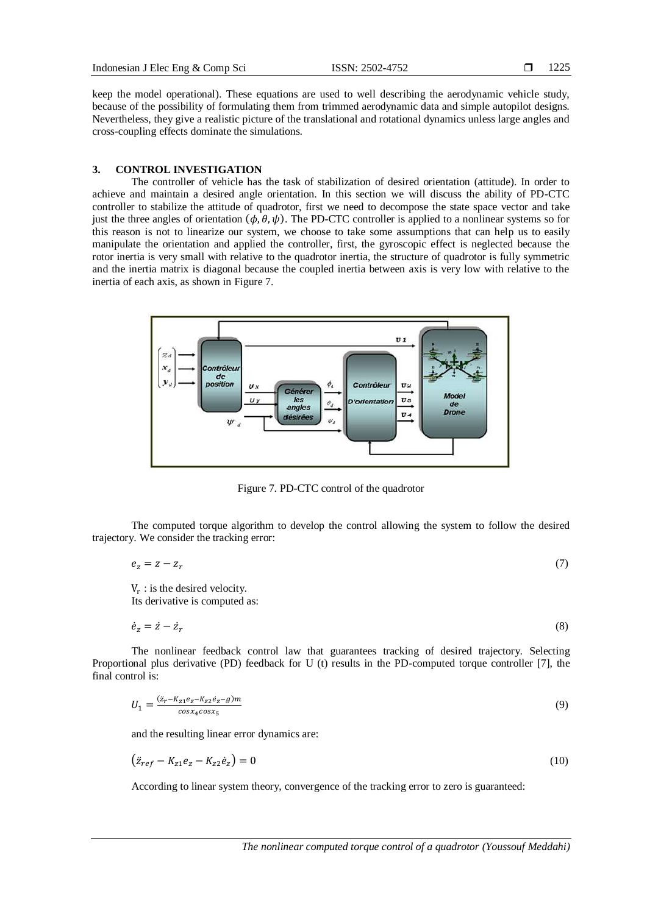keep the model operational). These equations are used to well describing the aerodynamic vehicle study, because of the possibility of formulating them from trimmed aerodynamic data and simple autopilot designs. Nevertheless, they give a realistic picture of the translational and rotational dynamics unless large angles and cross-coupling effects dominate the simulations.

## 3. CONTROL INVESTIGATION

The controller of vehicle has the task of stabilization of desired orientation (attitude). In order to achieve and maintain a desired angle orientation. In this section we will discuss the ability of PD-CTC controller to stabilize the attitude of quadrotor, first we need to decompose the state space vector and take just the three angles of orientation $(\phi, \theta, \psi)$. The PD-CTC controller is applied to a nonlinear systems so for this reason is not to linearize our system, we choose to take some assumptions that can help us to easily manipulate the orientation and applied the controller, first, the gyroscopic effect is neglected because the rotor inertia is very small with relative to the quadrotor inertia, the structure of quadrotor is fully symmetric and the inertia matrix is diagonal because the coupled inertia between axis is very low with relative to the inertia of each axis, as shown in Figure 7.

Figure 7. PD-CTC control of the quadrotor

The computed torque algorithm to develop the control allowing the system to follow the desired trajectory. We consider the tracking error:

$$e_z = z - z_r \tag{7}$$

$V_r$ : is the desired velocity.
Its derivative is computed as:

$$\dot{e}_z = \dot{z} - \dot{z}_r \tag{8}$$

The nonlinear feedback control law that guarantees tracking of desired trajectory. Selecting Proportional plus derivative (PD) feedback for U (t) results in the PD-computed torque controller [7], the final control is:

$$U_1 = \frac{(\ddot{z}_r - K_{z1}e_z - K_{z2}\dot{e}_z - g)m}{\cos x_4 \cos x_5} \tag{9}$$

and the resulting linear error dynamics are:

$$\left(\ddot{z}_{ref} - K_{z1}e_z - K_{z2}\dot{e}_z\right) = 0 \tag{10}$$

According to linear system theory, convergence of the tracking error to zero is guaranteed: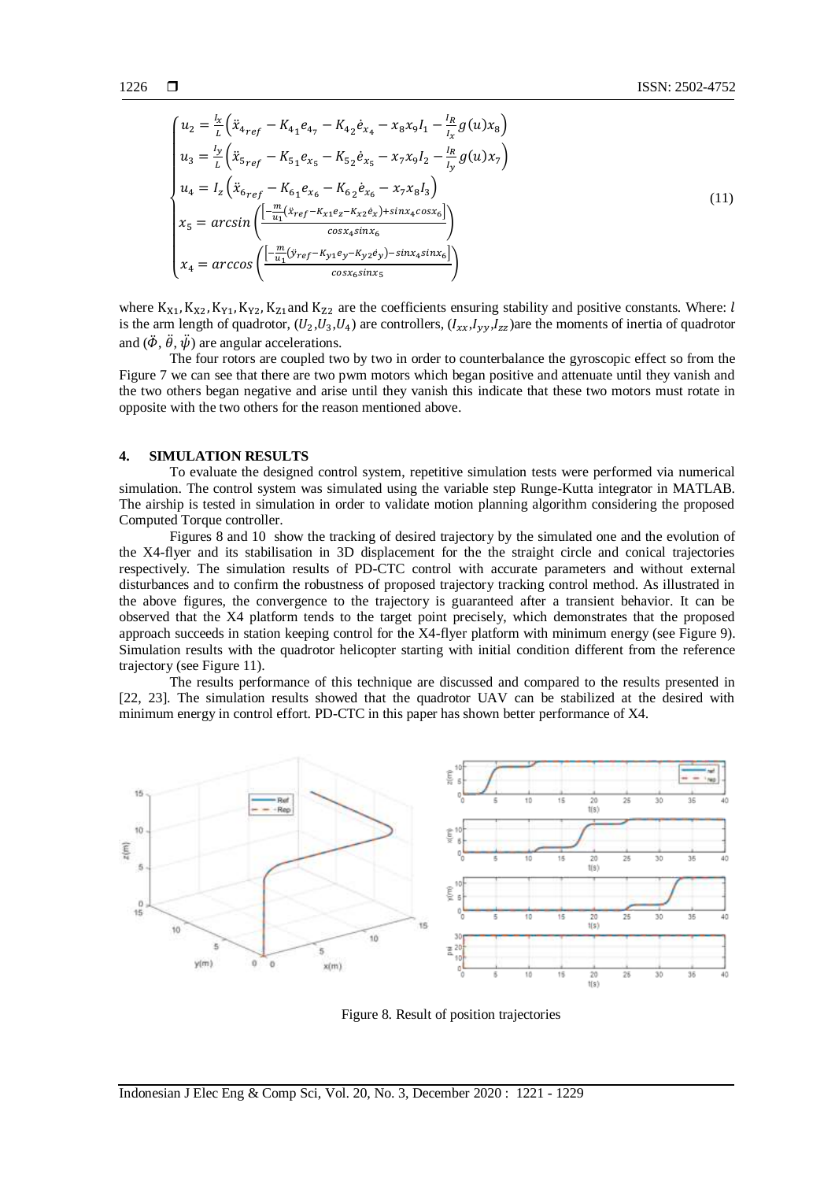$$
\begin{cases}
u_2 = \frac{l_x}{L}\left(\ddot{x}_{4_{ref}} - K_{4_1}e_{4_7} - K_{4_2}\dot{e}_{x_4} - x_8 x_9 I_1 - \frac{I_R}{I_x} g(u) x_8\right) \\
u_3 = \frac{l_y}{L}\left(\ddot{x}_{5_{ref}} - K_{5_1}e_{x_5} - K_{5_2}\dot{e}_{x_5} - x_7 x_9 I_2 - \frac{I_R}{I_y} g(u) x_7\right) \\
u_4 = I_z\left(\ddot{x}_{6_{ref}} - K_{6_1}e_{x_6} - K_{6_2}\dot{e}_{x_6} - x_7 x_8 I_3\right) \\
x_5 = arcsin\left(\frac{\left[-\frac{m}{u_1}(\ddot{x}_{ref} - K_{x1}e_z - K_{x2}\dot{e}_x) + sinx_4 cosx_6\right]}{cosx_4 sinx_6}\right) \\
x_4 = arccos\left(\frac{\left[-\frac{m}{u_1}(\ddot{y}_{ref} - K_{y1}e_y - K_{y2}\dot{e}_y) - sinx_4 sinx_6\right]}{cosx_6 sinx_5}\right)
\end{cases}
\tag{11}
$$

where $K_{X1}, K_{X2}, K_{Y1}, K_{Y2}, K_{Z1}$ and $K_{Z2}$ are the coefficients ensuring stability and positive constants. Where: $l$ is the arm length of quadrotor, $(U_2, U_3, U_4)$ are controllers, $(I_{xx}, I_{yy}, I_{zz})$ are the moments of inertia of quadrotor and $(\ddot{\Phi}, \ddot{\theta}, \ddot{\psi})$ are angular accelerations.

The four rotors are coupled two by two in order to counterbalance the gyroscopic effect so from the Figure 7 we can see that there are two pwm motors which began positive and attenuate until they vanish and the two others began negative and arise until they vanish this indicate that these two motors must rotate in opposite with the two others for the reason mentioned above.

## 4. SIMULATION RESULTS

To evaluate the designed control system, repetitive simulation tests were performed via numerical simulation. The control system was simulated using the variable step Runge-Kutta integrator in MATLAB. The airship is tested in simulation in order to validate motion planning algorithm considering the proposed Computed Torque controller.

Figures 8 and 10 show the tracking of desired trajectory by the simulated one and the evolution of the X4-flyer and its stabilisation in 3D displacement for the the straight circle and conical trajectories respectively. The simulation results of PD-CTC control with accurate parameters and without external disturbances and to confirm the robustness of proposed trajectory tracking control method. As illustrated in the above figures, the convergence to the trajectory is guaranteed after a transient behavior. It can be observed that the X4 platform tends to the target point precisely, which demonstrates that the proposed approach succeeds in station keeping control for the X4-flyer platform with minimum energy (see Figure 9). Simulation results with the quadrotor helicopter starting with initial condition different from the reference trajectory (see Figure 11).

The results performance of this technique are discussed and compared to the results presented in [22, 23]. The simulation results showed that the quadrotor UAV can be stabilized at the desired with minimum energy in control effort. PD-CTC in this paper has shown better performance of X4.

Ref
Rep
z(m)
y(m)
x(m)
ref
rep
z(m)
x(m)
y(m)
psi
t(s)

Figure 8. Result of position trajectories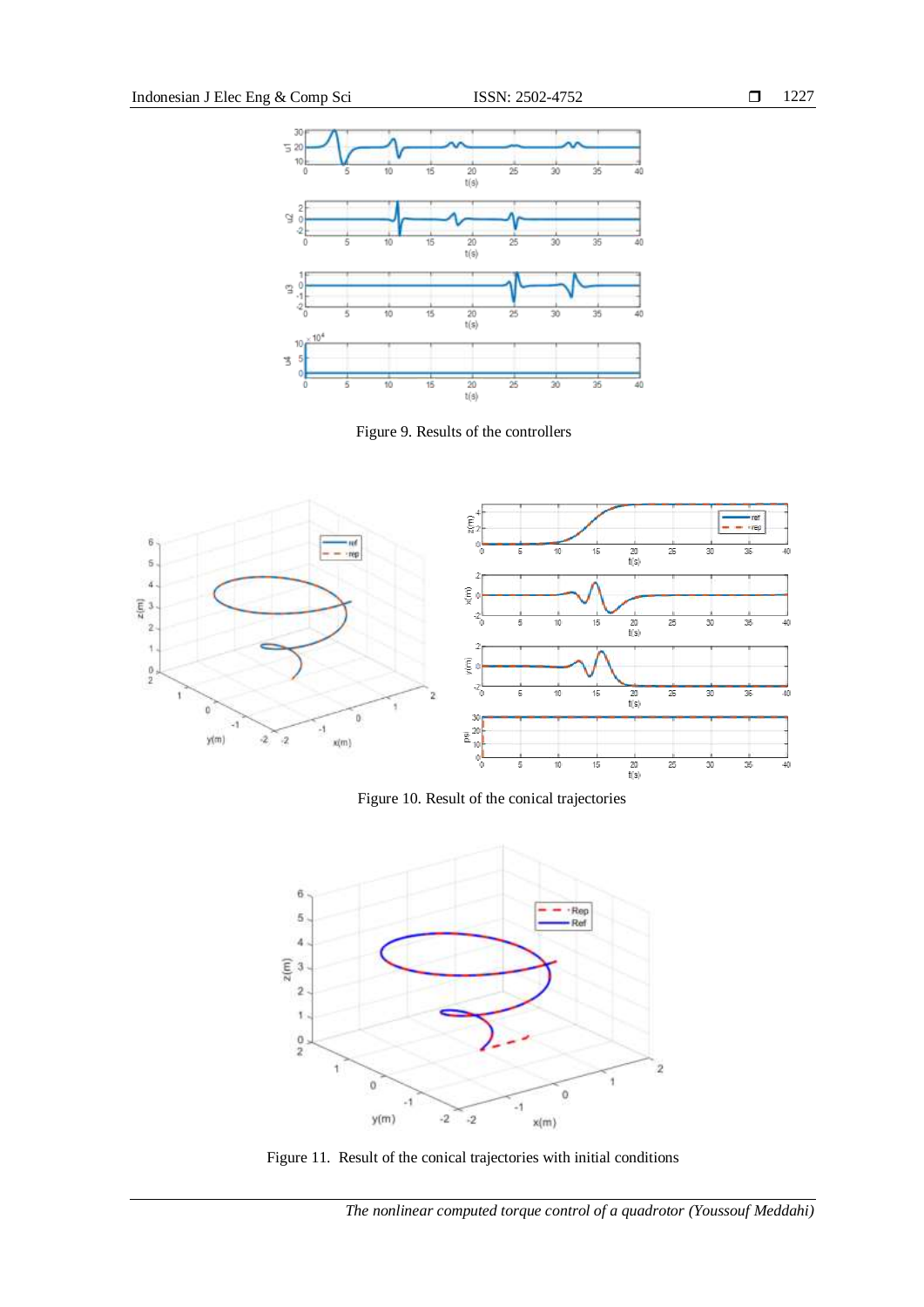u1
30
20
10
0 5 10 15 20 25 30 35 40
t(s)

u2
2
0
-2
0 5 10 15 20 25 30 35 40
t(s)

u3
1
0
-1
-2
0 5 10 15 20 25 30 35 40
t(s)

u4
10 × 10⁴
5
0
0 5 10 15 20 25 30 35 40
t(s)

Figure 9. Results of the controllers

ref
rep
z(m)
y(m)
x(m)

z(m)
x(m)
y(m)
psi
t(s)
ref
rep

Figure 10. Result of the conical trajectories

Rep
Ref
z(m)
y(m)
x(m)

Figure 11. Result of the conical trajectories with initial conditions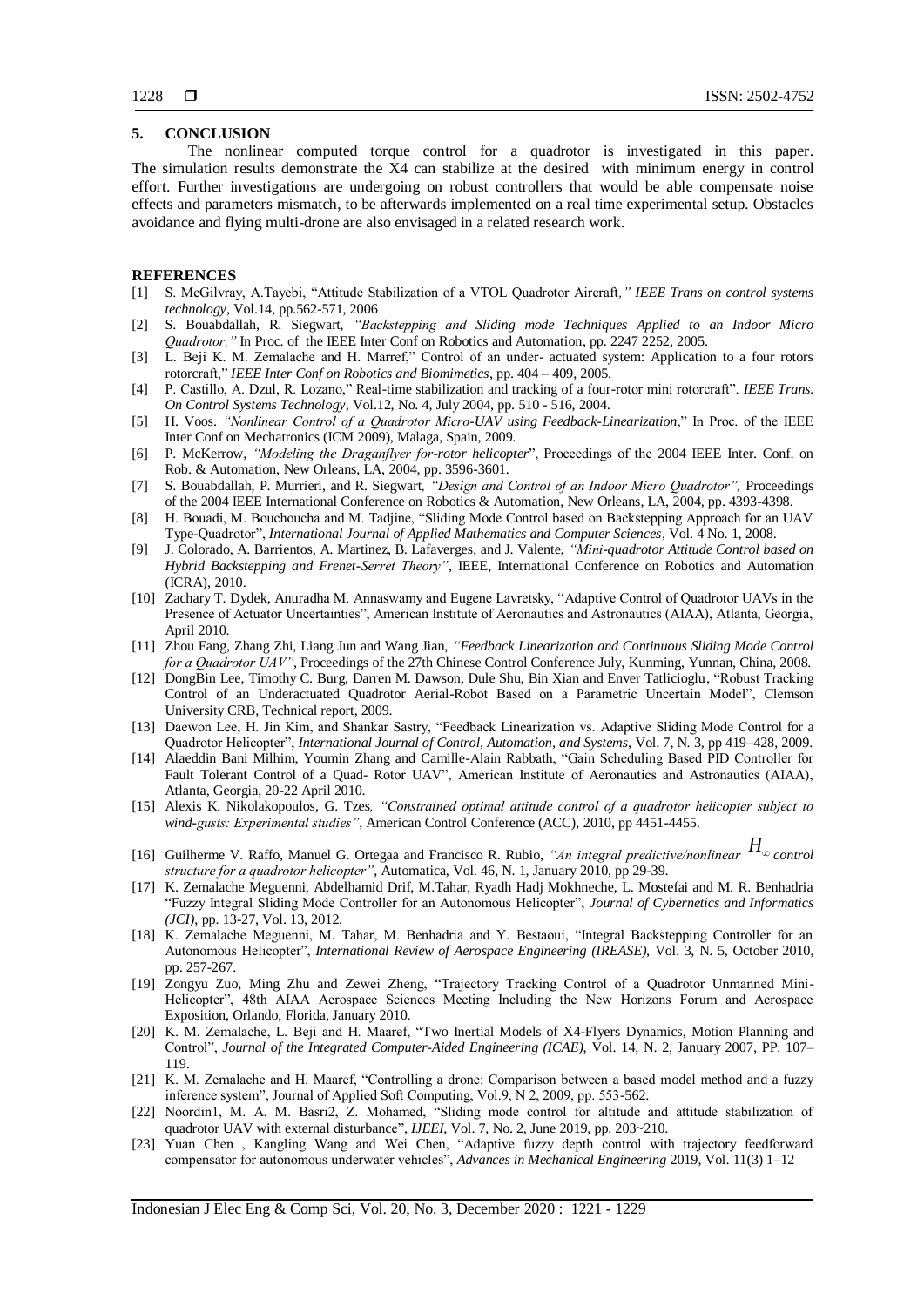## 5. CONCLUSION

The nonlinear computed torque control for a quadrotor is investigated in this paper. The simulation results demonstrate the X4 can stabilize at the desired with minimum energy in control effort. Further investigations are undergoing on robust controllers that would be able compensate noise effects and parameters mismatch, to be afterwards implemented on a real time experimental setup. Obstacles avoidance and flying multi-drone are also envisaged in a related research work.

## REFERENCES

[1] S. McGilvray, A.Tayebi, "Attitude Stabilization of a VTOL Quadrotor Aircraft*," IEEE Trans on control systems technology*, Vol.14, pp.562-571, 2006

[2] S. Bouabdallah, R. Siegwart, *"Backstepping and Sliding mode Techniques Applied to an Indoor Micro Quadrotor,"* In Proc. of the IEEE Inter Conf on Robotics and Automation, pp. 2247 2252, 2005.

[3] L. Beji K. M. Zemalache and H. Marref," Control of an under- actuated system: Application to a four rotors rotorcraft," *IEEE Inter Conf on Robotics and Biomimetics*, pp. 404 – 409, 2005.

[4] P. Castillo, A. Dzul, R. Lozano," Real-time stabilization and tracking of a four-rotor mini rotorcraft"*. IEEE Trans. On Control Systems Technology*, Vol.12, No. 4, July 2004, pp. 510 - 516, 2004.

[5] H. Voos. *"Nonlinear Control of a Quadrotor Micro-UAV using Feedback-Linearization*," In Proc. of the IEEE Inter Conf on Mechatronics (ICM 2009), Malaga, Spain, 2009.

[6] P. McKerrow, *"Modeling the Draganflyer for-rotor helicopter*", Proceedings of the 2004 IEEE Inter. Conf. on Rob. & Automation, New Orleans, LA, 2004, pp. 3596-3601.

[7] S. Bouabdallah, P. Murrieri, and R. Siegwart*, "Design and Control of an Indoor Micro Quadrotor",* Proceedings of the 2004 IEEE International Conference on Robotics & Automation, New Orleans, LA, 2004, pp. 4393-4398.

[8] H. Bouadi, M. Bouchoucha and M. Tadjine, "Sliding Mode Control based on Backstepping Approach for an UAV Type-Quadrotor", *International Journal of Applied Mathematics and Computer Sciences*, Vol. 4 No. 1, 2008.

[9] J. Colorado, A. Barrientos, A. Martinez, B. Lafaverges, and J. Valente*, "Mini-quadrotor Attitude Control based on Hybrid Backstepping and Frenet-Serret Theory"*, IEEE, International Conference on Robotics and Automation (ICRA), 2010.

[10] Zachary T. Dydek, Anuradha M. Annaswamy and Eugene Lavretsky, "Adaptive Control of Quadrotor UAVs in the Presence of Actuator Uncertainties", American Institute of Aeronautics and Astronautics (AIAA), Atlanta, Georgia, April 2010.

[11] Zhou Fang, Zhang Zhi, Liang Jun and Wang Jian*, "Feedback Linearization and Continuous Sliding Mode Control for a Quadrotor UAV"*, Proceedings of the 27th Chinese Control Conference July, Kunming, Yunnan, China, 2008.

[12] DongBin Lee, Timothy C. Burg, Darren M. Dawson, Dule Shu, Bin Xian and Enver Tatlicioglu, "Robust Tracking Control of an Underactuated Quadrotor Aerial-Robot Based on a Parametric Uncertain Model", Clemson University CRB, Technical report, 2009.

[13] Daewon Lee, H. Jin Kim, and Shankar Sastry, "Feedback Linearization vs. Adaptive Sliding Mode Control for a Quadrotor Helicopter", *International Journal of Control, Automation, and Systems*, Vol. 7, N. 3, pp 419–428, 2009.

[14] Alaeddin Bani Milhim, Youmin Zhang and Camille-Alain Rabbath, "Gain Scheduling Based PID Controller for Fault Tolerant Control of a Quad- Rotor UAV", American Institute of Aeronautics and Astronautics (AIAA), Atlanta, Georgia, 20-22 April 2010.

[15] Alexis K. Nikolakopoulos, G. Tzes*, "Constrained optimal attitude control of a quadrotor helicopter subject to wind-gusts: Experimental studies"*, American Control Conference (ACC), 2010, pp 4451-4455.

[16] Guilherme V. Raffo, Manuel G. Ortegaa and Francisco R. Rubio, *"An integral predictive/nonlinear $H_\infty$ control structure for a quadrotor helicopter"*, Automatica, Vol. 46, N. 1, January 2010, pp 29-39.

[17] K. Zemalache Meguenni, Abdelhamid Drif, M.Tahar, Ryadh Hadj Mokhneche, L. Mostefai and M. R. Benhadria "Fuzzy Integral Sliding Mode Controller for an Autonomous Helicopter", *Journal of Cybernetics and Informatics (JCI)*, pp. 13-27, Vol. 13, 2012.

[18] K. Zemalache Meguenni, M. Tahar, M. Benhadria and Y. Bestaoui, "Integral Backstepping Controller for an Autonomous Helicopter", *International Review of Aerospace Engineering (IREASE)*, Vol. 3, N. 5, October 2010, pp. 257-267.

[19] Zongyu Zuo, Ming Zhu and Zewei Zheng, "Trajectory Tracking Control of a Quadrotor Unmanned Mini-Helicopter", 48th AIAA Aerospace Sciences Meeting Including the New Horizons Forum and Aerospace Exposition, Orlando, Florida, January 2010.

[20] K. M. Zemalache, L. Beji and H. Maaref, "Two Inertial Models of X4-Flyers Dynamics, Motion Planning and Control", *Journal of the Integrated Computer-Aided Engineering (ICAE)*, Vol. 14, N. 2, January 2007, PP. 107–119.

[21] K. M. Zemalache and H. Maaref, "Controlling a drone: Comparison between a based model method and a fuzzy inference system", Journal of Applied Soft Computing, Vol.9, N 2, 2009, pp. 553-562.

[22] Noordin1, M. A. M. Basri2, Z. Mohamed, "Sliding mode control for altitude and attitude stabilization of quadrotor UAV with external disturbance", *IJEEI*, Vol. 7, No. 2, June 2019, pp. 203~210.

[23] Yuan Chen , Kangling Wang and Wei Chen, "Adaptive fuzzy depth control with trajectory feedforward compensator for autonomous underwater vehicles", *Advances in Mechanical Engineering* 2019, Vol. 11(3) 1–12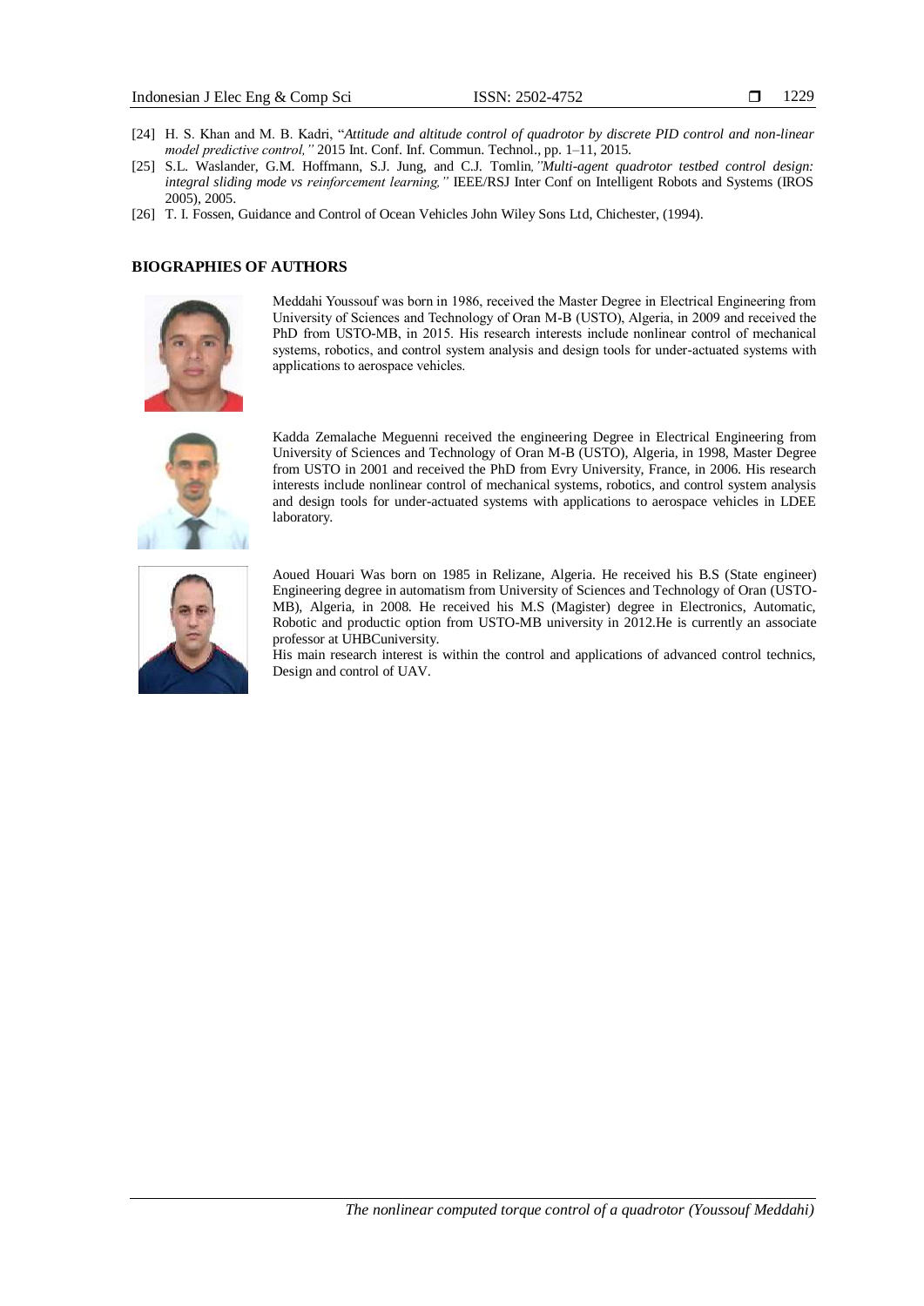[24] H. S. Khan and M. B. Kadri, "*Attitude and altitude control of quadrotor by discrete PID control and non-linear model predictive control,"* 2015 Int. Conf. Inf. Commun. Technol., pp. 1–11, 2015.

[25] S.L. Waslander, G.M. Hoffmann, S.J. Jung, and C.J. Tomlin*,"Multi-agent quadrotor testbed control design: integral sliding mode vs reinforcement learning,"* IEEE/RSJ Inter Conf on Intelligent Robots and Systems (IROS 2005), 2005.

[26] T. I. Fossen, Guidance and Control of Ocean Vehicles John Wiley Sons Ltd, Chichester, (1994).

## BIOGRAPHIES OF AUTHORS

Meddahi Youssouf was born in 1986, received the Master Degree in Electrical Engineering from University of Sciences and Technology of Oran M-B (USTO), Algeria, in 2009 and received the PhD from USTO-MB, in 2015. His research interests include nonlinear control of mechanical systems, robotics, and control system analysis and design tools for under-actuated systems with applications to aerospace vehicles.

Kadda Zemalache Meguenni received the engineering Degree in Electrical Engineering from University of Sciences and Technology of Oran M-B (USTO), Algeria, in 1998, Master Degree from USTO in 2001 and received the PhD from Evry University, France, in 2006. His research interests include nonlinear control of mechanical systems, robotics, and control system analysis and design tools for under-actuated systems with applications to aerospace vehicles in LDEE laboratory.

Aoued Houari Was born on 1985 in Relizane, Algeria. He received his B.S (State engineer) Engineering degree in automatism from University of Sciences and Technology of Oran (USTO-MB), Algeria, in 2008. He received his M.S (Magister) degree in Electronics, Automatic, Robotic and productic option from USTO-MB university in 2012.He is currently an associate professor at UHBCuniversity.

His main research interest is within the control and applications of advanced control technics, Design and control of UAV.